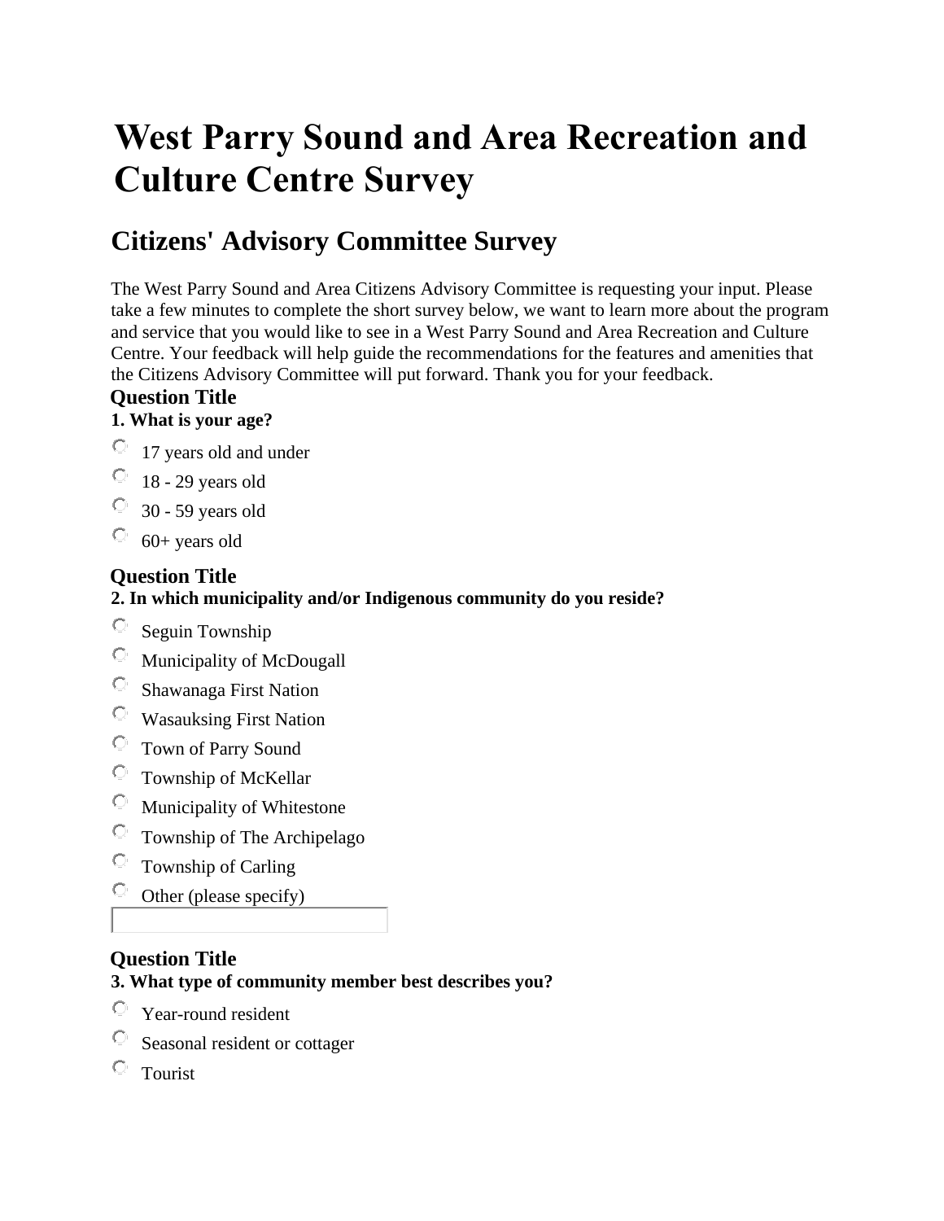# West Parry Sound and Area Recreation and Culture Centre Survey

## Citizens' Advisory Committee Survey

The West Parry Sound and Area Citizens Advisory Committee is requesting your input. Please take a few minutes to complete the short survey below, we want to learn more about the program and service that you would like to see in a West Parry Sound and Area Recreation and Culture Centre. Your feedback will help guide the recommendations for the features and amenities that the Citizens Advisory Committee will put forward. Thank you for your feedback.

### Question Title

**1. What is your age?**

- 17 years old and under
- 18 - 29 years old
- 30 - 59 years old
- 60+ years old

### Question Title

**2. In which municipality and/or Indigenous community do you reside?**

- Seguin Township
- Municipality of McDougall
- Shawanaga First Nation
- Wasauksing First Nation
- Town of Parry Sound
- Township of McKellar
- Municipality of Whitestone
- Township of The Archipelago
- Township of Carling
- Other (please specify)

### Question Title

**3. What type of community member best describes you?**

- Year-round resident
- Seasonal resident or cottager
- Tourist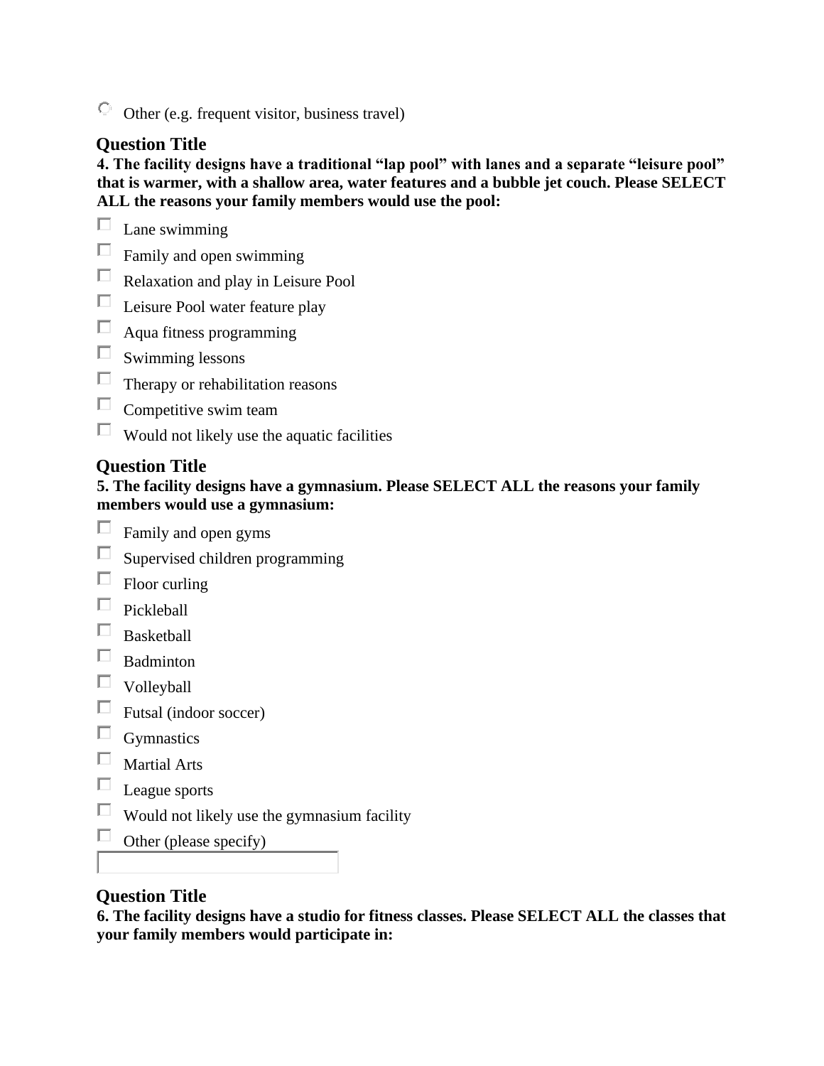- Other (e.g. frequent visitor, business travel)

### Question Title

**4. The facility designs have a traditional “lap pool” with lanes and a separate “leisure pool” that is warmer, with a shallow area, water features and a bubble jet couch. Please SELECT ALL the reasons your family members would use the pool:**

- [ ] Lane swimming
- [ ] Family and open swimming
- [ ] Relaxation and play in Leisure Pool
- [ ] Leisure Pool water feature play
- [ ] Aqua fitness programming
- [ ] Swimming lessons
- [ ] Therapy or rehabilitation reasons
- [ ] Competitive swim team
- [ ] Would not likely use the aquatic facilities

### Question Title

**5. The facility designs have a gymnasium. Please SELECT ALL the reasons your family members would use a gymnasium:**

- [ ] Family and open gyms
- [ ] Supervised children programming
- [ ] Floor curling
- [ ] Pickleball
- [ ] Basketball
- [ ] Badminton
- [ ] Volleyball
- [ ] Futsal (indoor soccer)
- [ ] Gymnastics
- [ ] Martial Arts
- [ ] League sports
- [ ] Would not likely use the gymnasium facility
- [ ] Other (please specify)

### Question Title

**6. The facility designs have a studio for fitness classes. Please SELECT ALL the classes that your family members would participate in:**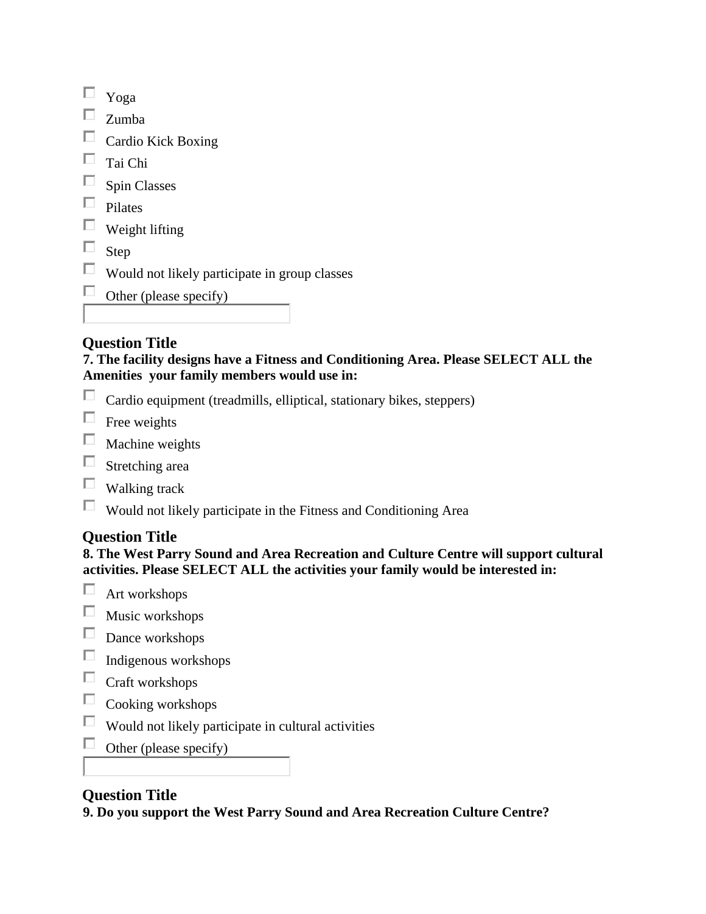- [ ] Yoga
- [ ] Zumba
- [ ] Cardio Kick Boxing
- [ ] Tai Chi
- [ ] Spin Classes
- [ ] Pilates
- [ ] Weight lifting
- [ ] Step
- [ ] Would not likely participate in group classes
- [ ] Other (please specify)

### Question Title

**7. The facility designs have a Fitness and Conditioning Area. Please SELECT ALL the Amenities your family members would use in:**

- [ ] Cardio equipment (treadmills, elliptical, stationary bikes, steppers)
- [ ] Free weights
- [ ] Machine weights
- [ ] Stretching area
- [ ] Walking track
- [ ] Would not likely participate in the Fitness and Conditioning Area

### Question Title

**8. The West Parry Sound and Area Recreation and Culture Centre will support cultural activities. Please SELECT ALL the activities your family would be interested in:**

- [ ] Art workshops
- [ ] Music workshops
- [ ] Dance workshops
- [ ] Indigenous workshops
- [ ] Craft workshops
- [ ] Cooking workshops
- [ ] Would not likely participate in cultural activities
- [ ] Other (please specify)

### Question Title

**9. Do you support the West Parry Sound and Area Recreation Culture Centre?**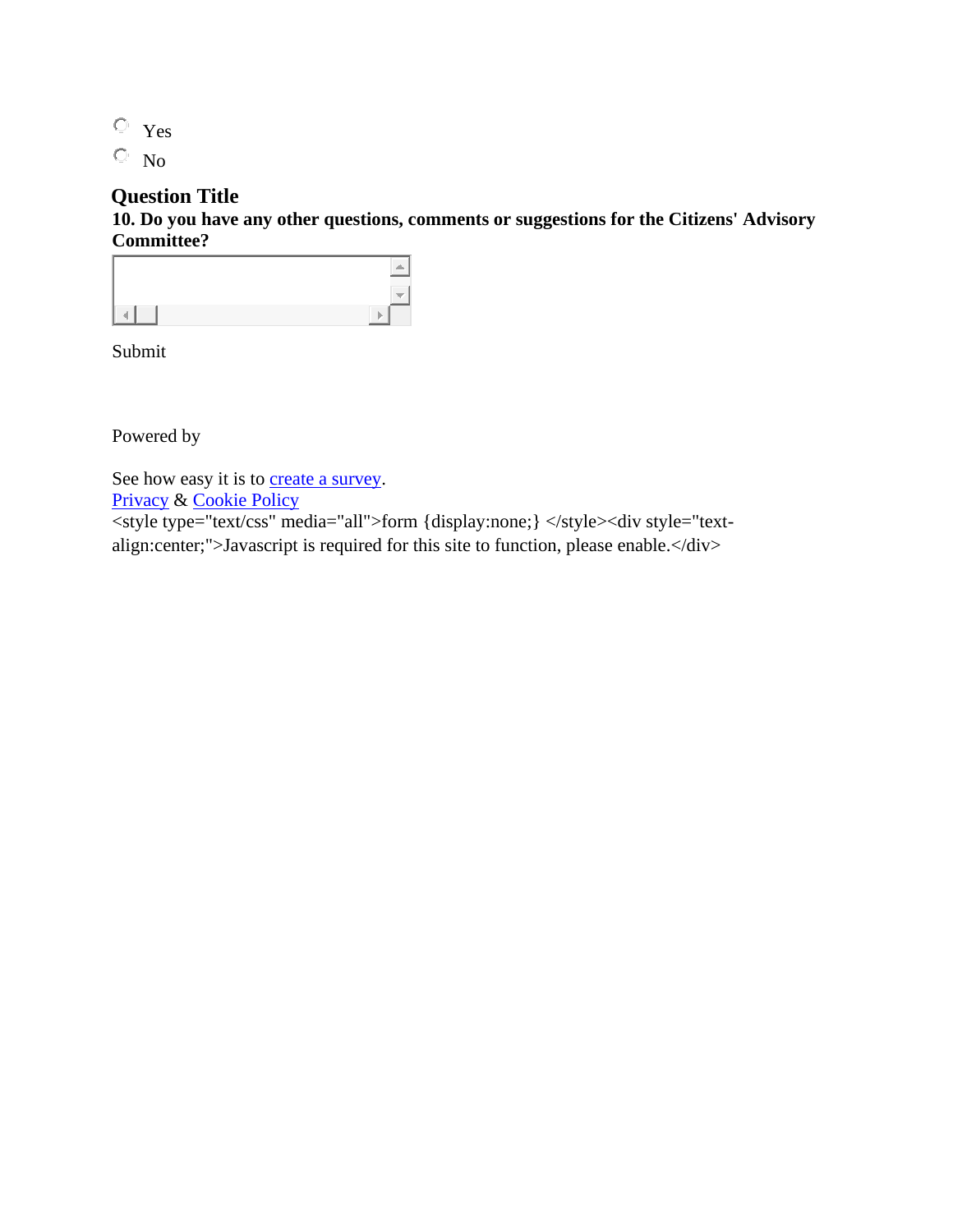- Yes
- No

### Question Title

**10. Do you have any other questions, comments or suggestions for the Citizens' Advisory Committee?**

Submit

Powered by

See how easy it is to create a survey.
Privacy & Cookie Policy
<style type="text/css" media="all">form {display:none;} </style><div style="text-align:center;">Javascript is required for this site to function, please enable.</div>